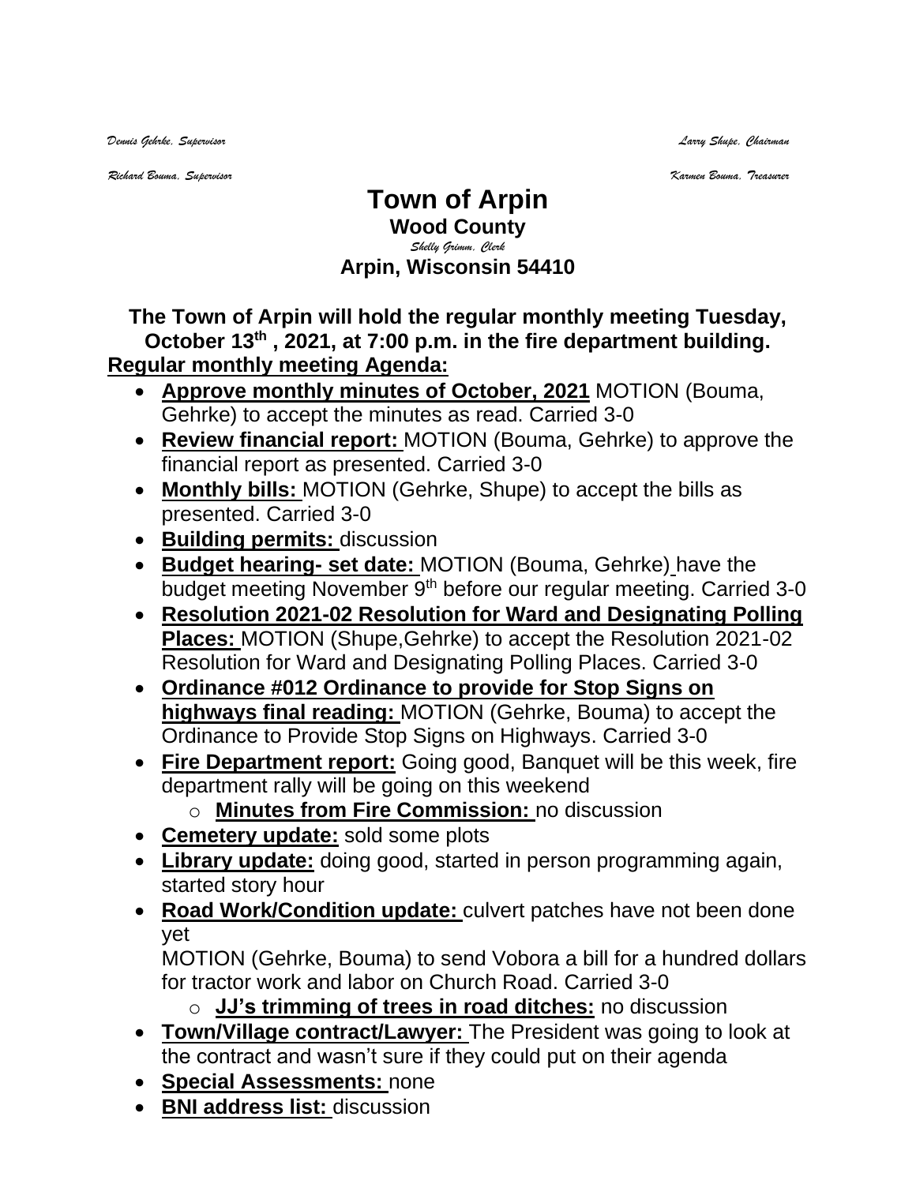*Dennis Gehrke, Supervisor* *Larry Shupe, Chairman*

*Richard Bouma, Supervisor* *Karmen Bouma, Treasurer*

# Town of Arpin

## Wood County

*Shelly Grimm, Clerk*

## Arpin, Wisconsin 54410

**The Town of Arpin will hold the regular monthly meeting Tuesday, October 13th , 2021, at 7:00 p.m. in the fire department building.**

**Regular monthly meeting Agenda:**

- **Approve monthly minutes of October, 2021** MOTION (Bouma, Gehrke) to accept the minutes as read. Carried 3-0
- **Review financial report:** MOTION (Bouma, Gehrke) to approve the financial report as presented. Carried 3-0
- **Monthly bills:** MOTION (Gehrke, Shupe) to accept the bills as presented. Carried 3-0
- **Building permits:** discussion
- **Budget hearing- set date:** MOTION (Bouma, Gehrke) have the budget meeting November 9th before our regular meeting. Carried 3-0
- **Resolution 2021-02 Resolution for Ward and Designating Polling Places:** MOTION (Shupe,Gehrke) to accept the Resolution 2021-02 Resolution for Ward and Designating Polling Places. Carried 3-0
- **Ordinance #012 Ordinance to provide for Stop Signs on highways final reading:** MOTION (Gehrke, Bouma) to accept the Ordinance to Provide Stop Signs on Highways. Carried 3-0
- **Fire Department report:** Going good, Banquet will be this week, fire department rally will be going on this weekend
  - **Minutes from Fire Commission:** no discussion
- **Cemetery update:** sold some plots
- **Library update:** doing good, started in person programming again, started story hour
- **Road Work/Condition update:** culvert patches have not been done yet

  MOTION (Gehrke, Bouma) to send Vobora a bill for a hundred dollars for tractor work and labor on Church Road. Carried 3-0
  - **JJ's trimming of trees in road ditches:** no discussion
- **Town/Village contract/Lawyer:** The President was going to look at the contract and wasn't sure if they could put on their agenda
- **Special Assessments:** none
- **BNI address list:** discussion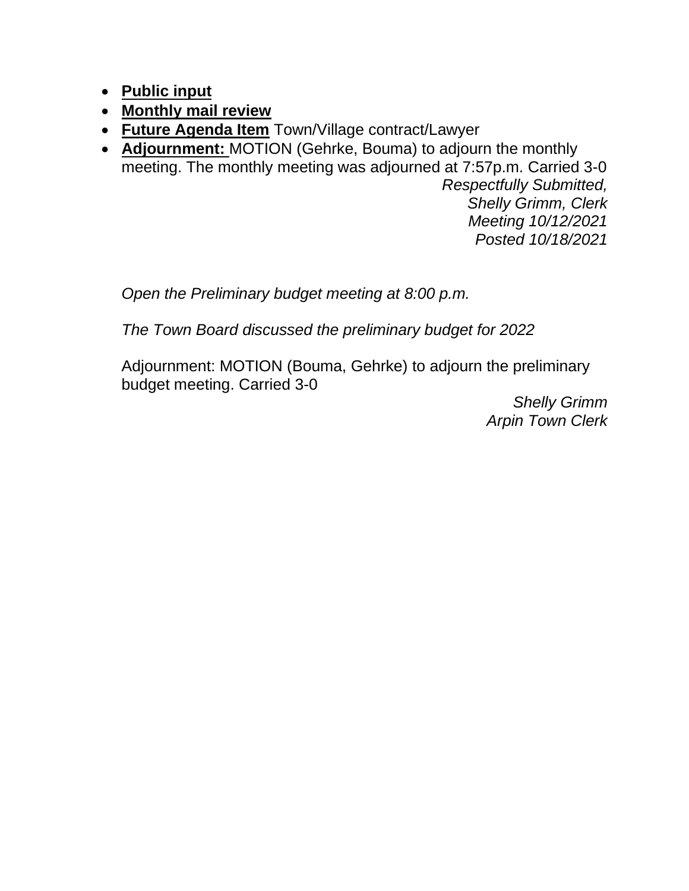- **Public input**
- **Monthly mail review**
- **Future Agenda Item** Town/Village contract/Lawyer
- **Adjournment:** MOTION (Gehrke, Bouma) to adjourn the monthly meeting. The monthly meeting was adjourned at 7:57p.m. Carried 3-0

*Respectfully Submitted,*
*Shelly Grimm, Clerk*
*Meeting 10/12/2021*
*Posted 10/18/2021*

*Open the Preliminary budget meeting at 8:00 p.m.*

*The Town Board discussed the preliminary budget for 2022*

Adjournment: MOTION (Bouma, Gehrke) to adjourn the preliminary budget meeting. Carried 3-0

*Shelly Grimm*
*Arpin Town Clerk*